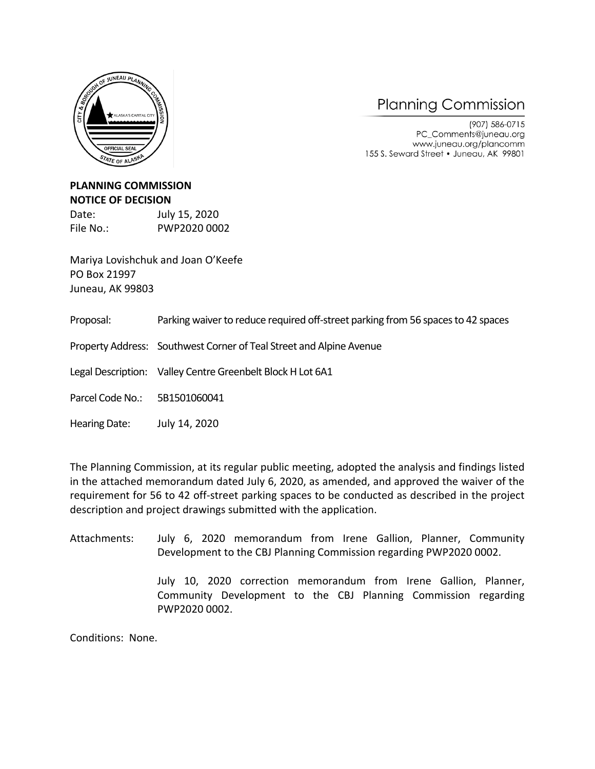Planning Commission

(907) 586-0715
PC_Comments@juneau.org
www.juneau.org/plancomm
155 S. Seward Street • Juneau, AK 99801

**PLANNING COMMISSION**
**NOTICE OF DECISION**

Date: July 15, 2020
File No.: PWP2020 0002

Mariya Lovishchuk and Joan O'Keefe
PO Box 21997
Juneau, AK 99803

Proposal: Parking waiver to reduce required off-street parking from 56 spaces to 42 spaces

Property Address: Southwest Corner of Teal Street and Alpine Avenue

Legal Description: Valley Centre Greenbelt Block H Lot 6A1

Parcel Code No.: 5B1501060041

Hearing Date: July 14, 2020

The Planning Commission, at its regular public meeting, adopted the analysis and findings listed in the attached memorandum dated July 6, 2020, as amended, and approved the waiver of the requirement for 56 to 42 off-street parking spaces to be conducted as described in the project description and project drawings submitted with the application.

Attachments: July 6, 2020 memorandum from Irene Gallion, Planner, Community Development to the CBJ Planning Commission regarding PWP2020 0002.

July 10, 2020 correction memorandum from Irene Gallion, Planner, Community Development to the CBJ Planning Commission regarding PWP2020 0002.

Conditions: None.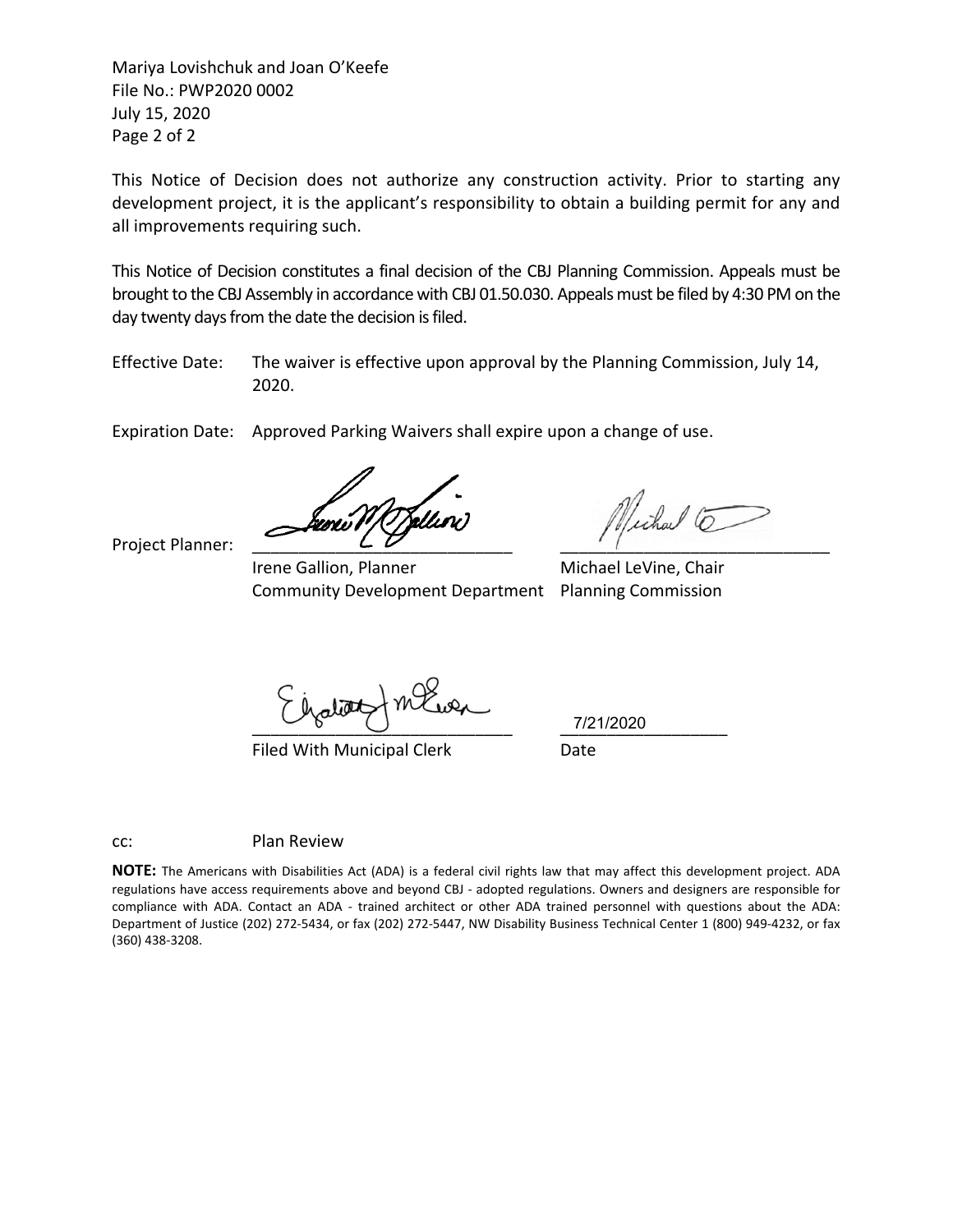This Notice of Decision does not authorize any construction activity. Prior to starting any development project, it is the applicant's responsibility to obtain a building permit for any and all improvements requiring such.

This Notice of Decision constitutes a final decision of the CBJ Planning Commission. Appeals must be brought to the CBJ Assembly in accordance with CBJ 01.50.030. Appeals must be filed by 4:30 PM on the day twenty days from the date the decision is filed.

Effective Date: The waiver is effective upon approval by the Planning Commission, July 14, 2020.

Expiration Date: Approved Parking Waivers shall expire upon a change of use.

Project Planner: \_\_\_\_\_\_\_\_\_\_\_\_\_\_\_\_\_\_\_\_\_\_\_\_\_\_\_\_ \_\_\_\_\_\_\_\_\_\_\_\_\_\_\_\_\_\_\_\_\_\_\_\_\_\_\_\_

Irene Gallion, Planner
Community Development Department

Michael LeVine, Chair
Planning Commission

\_\_\_\_\_\_\_\_\_\_\_\_\_\_\_\_\_\_\_\_\_\_\_\_\_\_\_\_ 7/21/2020

Filed With Municipal Clerk Date

cc: Plan Review

**NOTE:** The Americans with Disabilities Act (ADA) is a federal civil rights law that may affect this development project. ADA regulations have access requirements above and beyond CBJ - adopted regulations. Owners and designers are responsible for compliance with ADA. Contact an ADA - trained architect or other ADA trained personnel with questions about the ADA: Department of Justice (202) 272-5434, or fax (202) 272-5447, NW Disability Business Technical Center 1 (800) 949-4232, or fax (360) 438-3208.